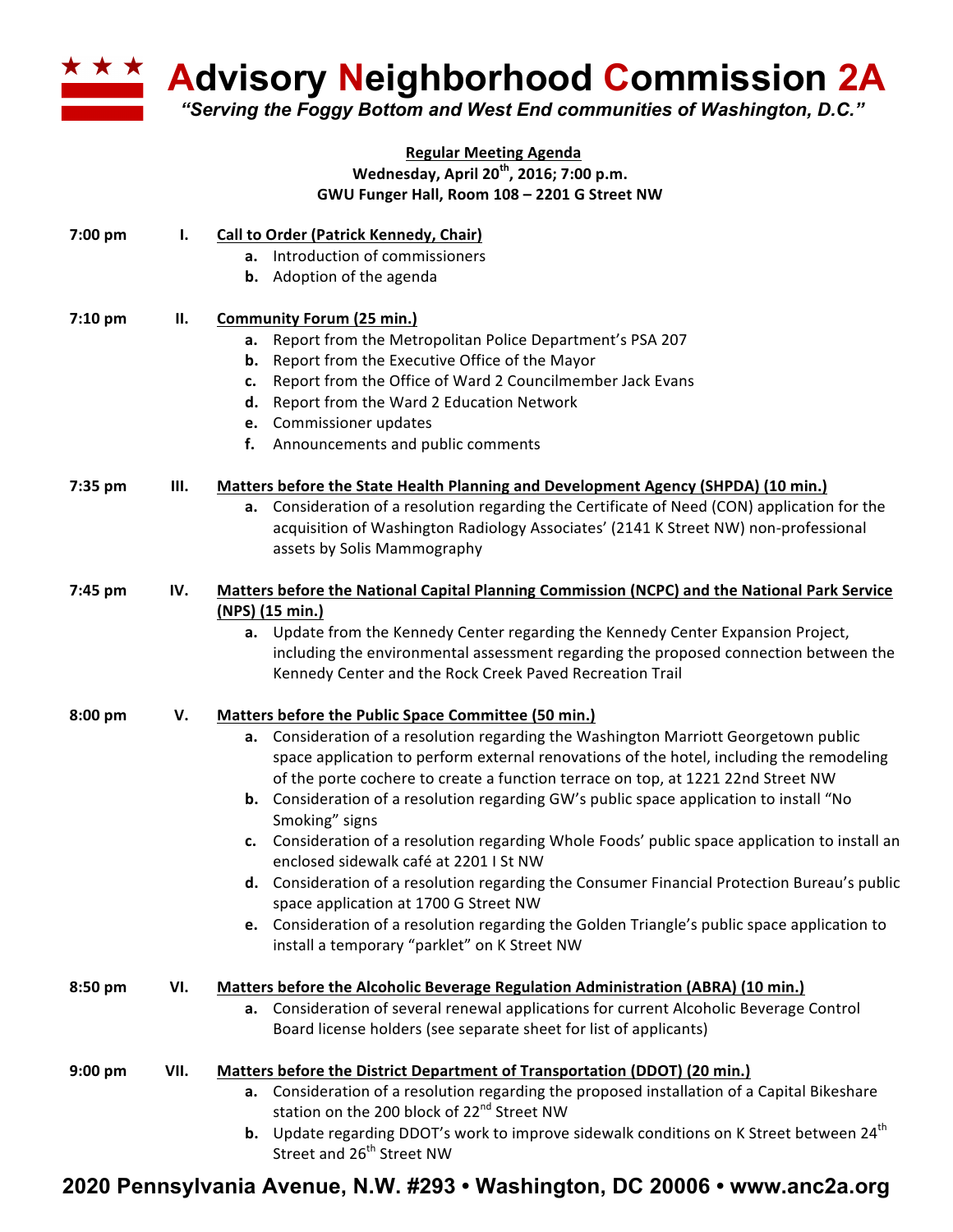# Advisory Neighborhood Commission 2A

*"Serving the Foggy Bottom and West End communities of Washington, D.C."*

**Regular Meeting Agenda**
**Wednesday, April 20th, 2016; 7:00 p.m.**
**GWU Funger Hall, Room 108 – 2201 G Street NW**

**7:00 pm I. Call to Order (Patrick Kennedy, Chair)**

- **a.** Introduction of commissioners
- **b.** Adoption of the agenda

**7:10 pm II. Community Forum (25 min.)**

- **a.** Report from the Metropolitan Police Department's PSA 207
- **b.** Report from the Executive Office of the Mayor
- **c.** Report from the Office of Ward 2 Councilmember Jack Evans
- **d.** Report from the Ward 2 Education Network
- **e.** Commissioner updates
- **f.** Announcements and public comments

**7:35 pm III. Matters before the State Health Planning and Development Agency (SHPDA) (10 min.)**

- **a.** Consideration of a resolution regarding the Certificate of Need (CON) application for the acquisition of Washington Radiology Associates' (2141 K Street NW) non-professional assets by Solis Mammography

**7:45 pm IV. Matters before the National Capital Planning Commission (NCPC) and the National Park Service (NPS) (15 min.)**

- **a.** Update from the Kennedy Center regarding the Kennedy Center Expansion Project, including the environmental assessment regarding the proposed connection between the Kennedy Center and the Rock Creek Paved Recreation Trail

**8:00 pm V. Matters before the Public Space Committee (50 min.)**

- **a.** Consideration of a resolution regarding the Washington Marriott Georgetown public space application to perform external renovations of the hotel, including the remodeling of the porte cochere to create a function terrace on top, at 1221 22nd Street NW
- **b.** Consideration of a resolution regarding GW's public space application to install "No Smoking" signs
- **c.** Consideration of a resolution regarding Whole Foods' public space application to install an enclosed sidewalk café at 2201 I St NW
- **d.** Consideration of a resolution regarding the Consumer Financial Protection Bureau's public space application at 1700 G Street NW
- **e.** Consideration of a resolution regarding the Golden Triangle's public space application to install a temporary "parklet" on K Street NW

**8:50 pm VI. Matters before the Alcoholic Beverage Regulation Administration (ABRA) (10 min.)**

- **a.** Consideration of several renewal applications for current Alcoholic Beverage Control Board license holders (see separate sheet for list of applicants)

**9:00 pm VII. Matters before the District Department of Transportation (DDOT) (20 min.)**

- **a.** Consideration of a resolution regarding the proposed installation of a Capital Bikeshare station on the 200 block of 22nd Street NW
- **b.** Update regarding DDOT's work to improve sidewalk conditions on K Street between 24th Street and 26th Street NW

**2020 Pennsylvania Avenue, N.W. #293 • Washington, DC 20006 • www.anc2a.org**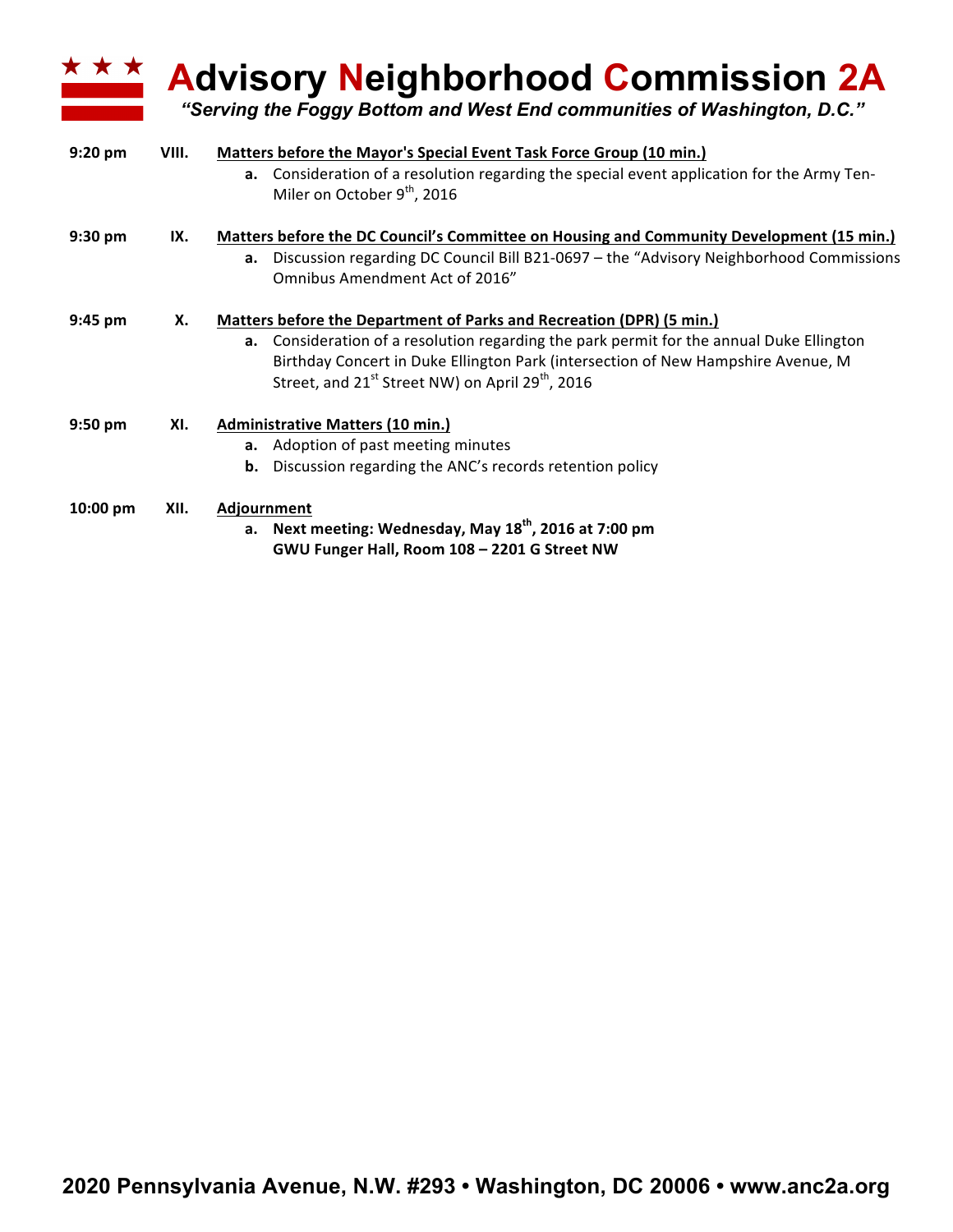# Advisory Neighborhood Commission 2A

*"Serving the Foggy Bottom and West End communities of Washington, D.C."*

**9:20 pm** **VIII.** **Matters before the Mayor's Special Event Task Force Group (10 min.)**

- **a.** Consideration of a resolution regarding the special event application for the Army Ten-Miler on October 9th, 2016

**9:30 pm** **IX.** **Matters before the DC Council's Committee on Housing and Community Development (15 min.)**

- **a.** Discussion regarding DC Council Bill B21-0697 – the "Advisory Neighborhood Commissions Omnibus Amendment Act of 2016"

**9:45 pm** **X.** **Matters before the Department of Parks and Recreation (DPR) (5 min.)**

- **a.** Consideration of a resolution regarding the park permit for the annual Duke Ellington Birthday Concert in Duke Ellington Park (intersection of New Hampshire Avenue, M Street, and 21st Street NW) on April 29th, 2016

**9:50 pm** **XI.** **Administrative Matters (10 min.)**

- **a.** Adoption of past meeting minutes
- **b.** Discussion regarding the ANC's records retention policy

**10:00 pm** **XII.** **Adjournment**

- **a.** **Next meeting: Wednesday, May 18th, 2016 at 7:00 pm**
  **GWU Funger Hall, Room 108 – 2201 G Street NW**

**2020 Pennsylvania Avenue, N.W. #293 • Washington, DC 20006 • www.anc2a.org**